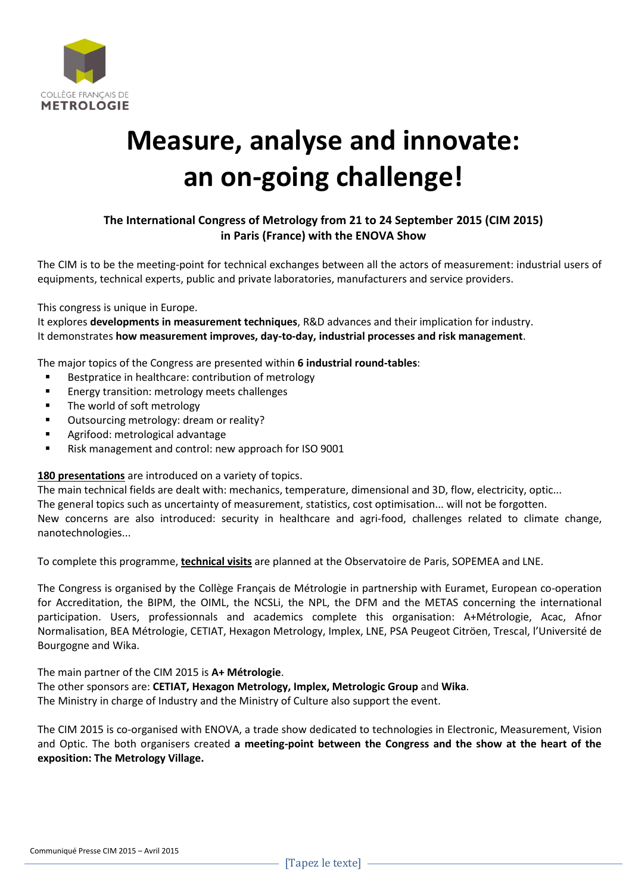COLLÈGE FRANÇAIS DE
METROLOGIE

# Measure, analyse and innovate: an on-going challenge!

**The International Congress of Metrology from 21 to 24 September 2015 (CIM 2015) in Paris (France) with the ENOVA Show**

The CIM is to be the meeting-point for technical exchanges between all the actors of measurement: industrial users of equipments, technical experts, public and private laboratories, manufacturers and service providers.

This congress is unique in Europe.
It explores **developments in measurement techniques**, R&D advances and their implication for industry.
It demonstrates **how measurement improves, day-to-day, industrial processes and risk management**.

The major topics of the Congress are presented within **6 industrial round-tables**:

- Bestpratice in healthcare: contribution of metrology
- Energy transition: metrology meets challenges
- The world of soft metrology
- Outsourcing metrology: dream or reality?
- Agrifood: metrological advantage
- Risk management and control: new approach for ISO 9001

**180 presentations** are introduced on a variety of topics.
The main technical fields are dealt with: mechanics, temperature, dimensional and 3D, flow, electricity, optic...
The general topics such as uncertainty of measurement, statistics, cost optimisation... will not be forgotten.
New concerns are also introduced: security in healthcare and agri-food, challenges related to climate change, nanotechnologies...

To complete this programme, **technical visits** are planned at the Observatoire de Paris, SOPEMEA and LNE.

The Congress is organised by the Collège Français de Métrologie in partnership with Euramet, European co-operation for Accreditation, the BIPM, the OIML, the NCSLi, the NPL, the DFM and the METAS concerning the international participation. Users, professionnals and academics complete this organisation: A+Métrologie, Acac, Afnor Normalisation, BEA Métrologie, CETIAT, Hexagon Metrology, Implex, LNE, PSA Peugeot Citröen, Trescal, l'Université de Bourgogne and Wika.

The main partner of the CIM 2015 is **A+ Métrologie**.
The other sponsors are: **CETIAT, Hexagon Metrology, Implex, Metrologic Group** and **Wika**.
The Ministry in charge of Industry and the Ministry of Culture also support the event.

The CIM 2015 is co-organised with ENOVA, a trade show dedicated to technologies in Electronic, Measurement, Vision and Optic. The both organisers created **a meeting-point between the Congress and the show at the heart of the exposition: The Metrology Village.**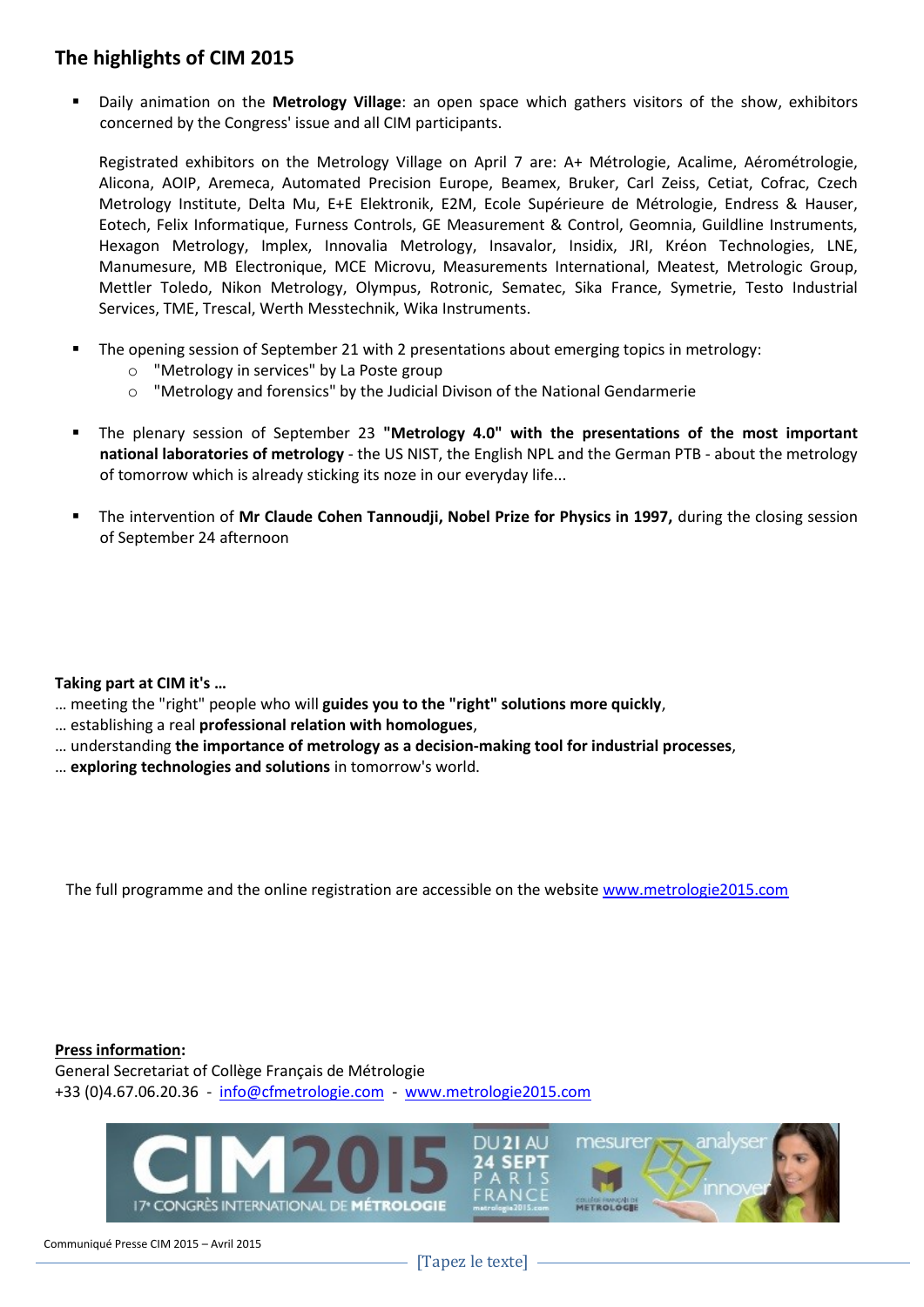## The highlights of CIM 2015

- Daily animation on the **Metrology Village**: an open space which gathers visitors of the show, exhibitors concerned by the Congress' issue and all CIM participants.

  Registrated exhibitors on the Metrology Village on April 7 are: A+ Métrologie, Acalime, Aérométrologie, Alicona, AOIP, Aremeca, Automated Precision Europe, Beamex, Bruker, Carl Zeiss, Cetiat, Cofrac, Czech Metrology Institute, Delta Mu, E+E Elektronik, E2M, Ecole Supérieure de Métrologie, Endress & Hauser, Eotech, Felix Informatique, Furness Controls, GE Measurement & Control, Geomnia, Guildline Instruments, Hexagon Metrology, Implex, Innovalia Metrology, Insavalor, Insidix, JRI, Kréon Technologies, LNE, Manumesure, MB Electronique, MCE Microvu, Measurements International, Meatest, Metrologic Group, Mettler Toledo, Nikon Metrology, Olympus, Rotronic, Sematec, Sika France, Symetrie, Testo Industrial Services, TME, Trescal, Werth Messtechnik, Wika Instruments.

- The opening session of September 21 with 2 presentations about emerging topics in metrology:
  - "Metrology in services" by La Poste group
  - "Metrology and forensics" by the Judicial Divison of the National Gendarmerie

- The plenary session of September 23 **"Metrology 4.0" with the presentations of the most important national laboratories of metrology** - the US NIST, the English NPL and the German PTB - about the metrology of tomorrow which is already sticking its noze in our everyday life...

- The intervention of **Mr Claude Cohen Tannoudji, Nobel Prize for Physics in 1997,** during the closing session of September 24 afternoon

**Taking part at CIM it's …**

… meeting the "right" people who will **guides you to the "right" solutions more quickly**,
… establishing a real **professional relation with homologues**,
… understanding **the importance of metrology as a decision-making tool for industrial processes**,
… **exploring technologies and solutions** in tomorrow's world.

The full programme and the online registration are accessible on the website www.metrologie2015.com

**Press information:**
General Secretariat of Collège Français de Métrologie
+33 (0)4.67.06.20.36 - info@cfmetrologie.com - www.metrologie2015.com

CIM2015 17e CONGRÈS INTERNATIONAL DE MÉTROLOGIE
DU 21 AU 24 SEPT PARIS FRANCE
metrologie2015.com
mesurer analyser innover
COLLÈGE FRANÇAIS DE MÉTROLOGIE

Communiqué Presse CIM 2015 – Avril 2015